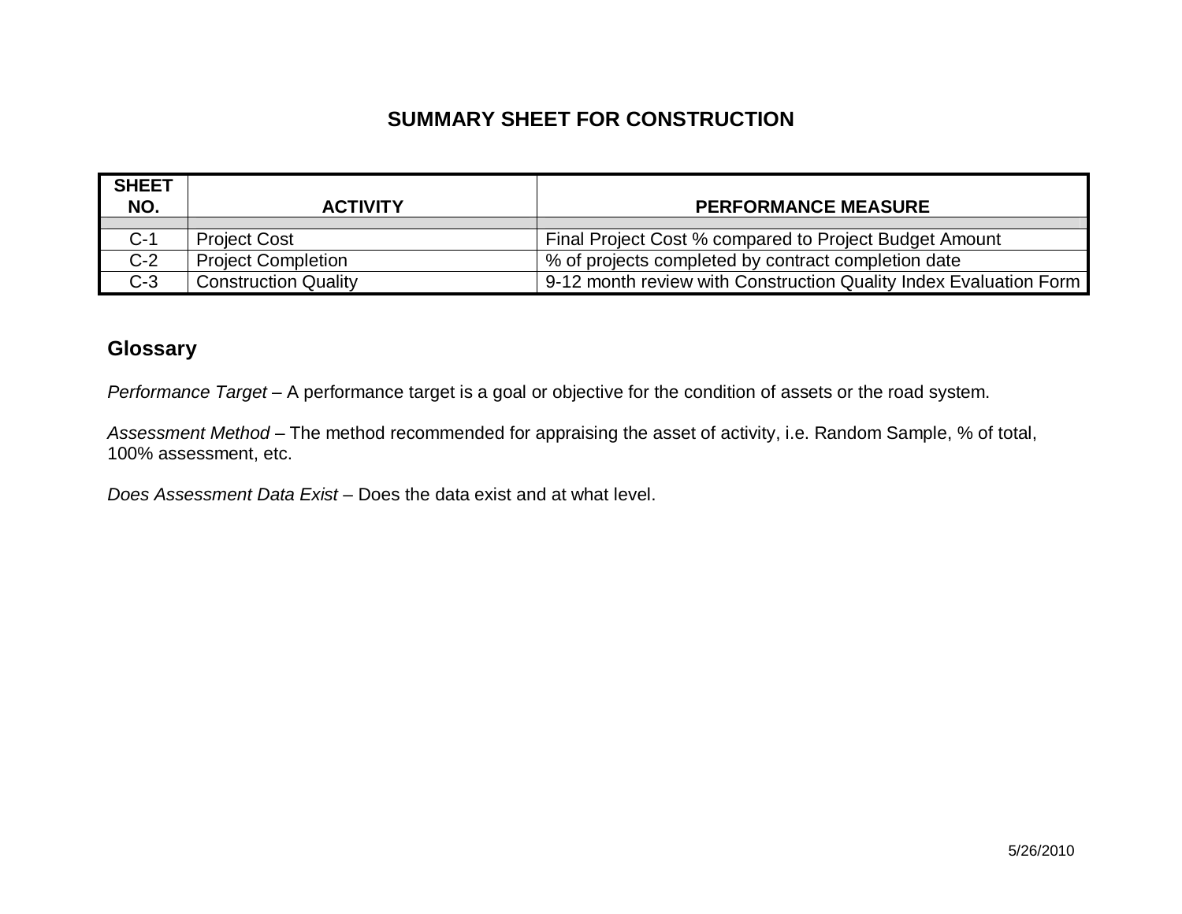# SUMMARY SHEET FOR CONSTRUCTION

| SHEET NO. | ACTIVITY | PERFORMANCE MEASURE |
|---|---|---|
| | | |
| C-1 | Project Cost | Final Project Cost % compared to Project Budget Amount |
| C-2 | Project Completion | % of projects completed by contract completion date |
| C-3 | Construction Quality | 9-12 month review with Construction Quality Index Evaluation Form |

## Glossary

*Performance Target* – A performance target is a goal or objective for the condition of assets or the road system.

*Assessment Method* – The method recommended for appraising the asset of activity, i.e. Random Sample, % of total, 100% assessment, etc.

*Does Assessment Data Exist* – Does the data exist and at what level.

5/26/2010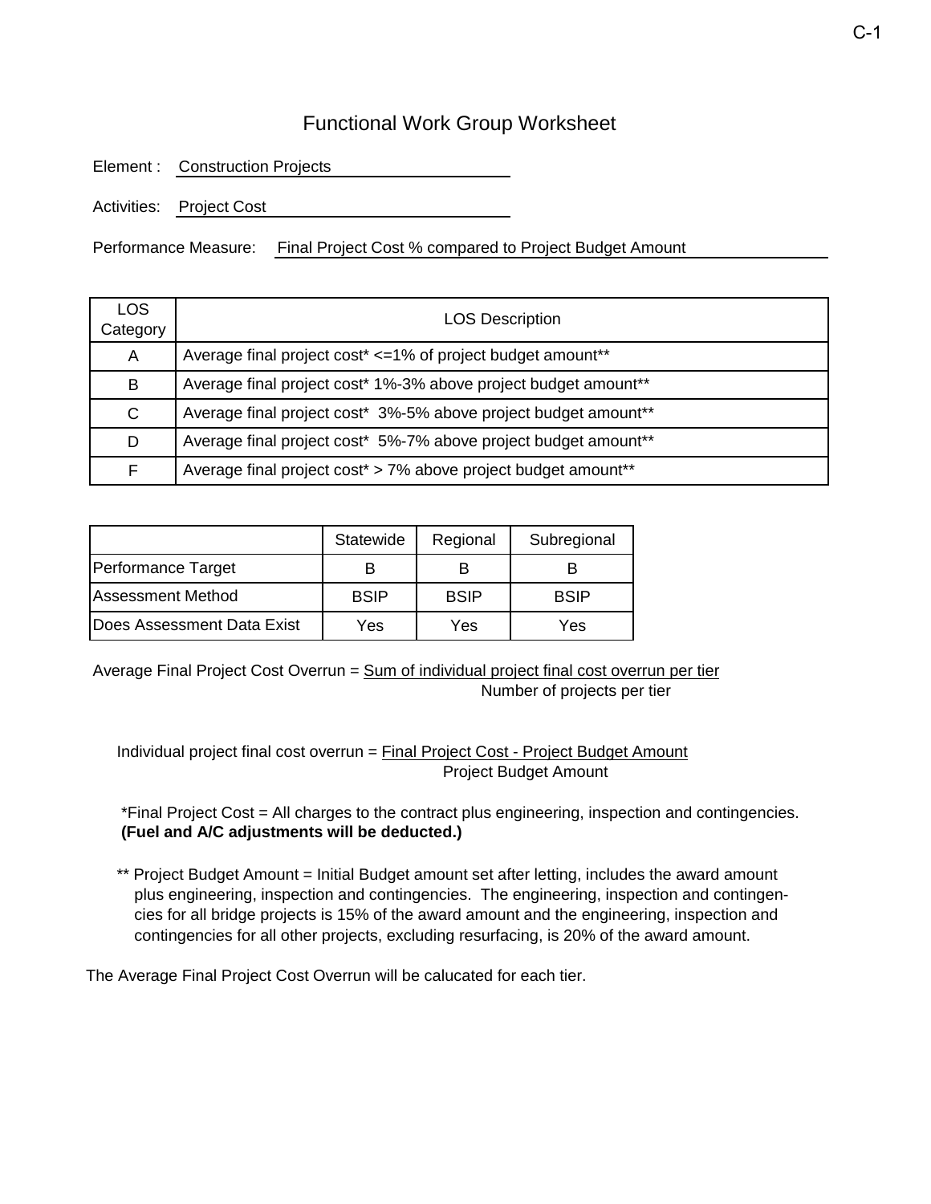# Functional Work Group Worksheet

Element : Construction Projects

Activities: Project Cost

Performance Measure: Final Project Cost % compared to Project Budget Amount

| LOS Category | LOS Description |
|---|---|
| A | Average final project cost* <=1% of project budget amount** |
| B | Average final project cost* 1%-3% above project budget amount** |
| C | Average final project cost* 3%-5% above project budget amount** |
| D | Average final project cost* 5%-7% above project budget amount** |
| F | Average final project cost* > 7% above project budget amount** |

| | Statewide | Regional | Subregional |
|---|---|---|---|
| Performance Target | B | B | B |
| Assessment Method | BSIP | BSIP | BSIP |
| Does Assessment Data Exist | Yes | Yes | Yes |

$$\text{Average Final Project Cost Overrun} = \frac{\text{Sum of individual project final cost overrun per tier}}{\text{Number of projects per tier}}$$

$$\text{Individual project final cost overrun} = \frac{\text{Final Project Cost - Project Budget Amount}}{\text{Project Budget Amount}}$$

*Final Project Cost = All charges to the contract plus engineering, inspection and contingencies. **(Fuel and A/C adjustments will be deducted.)**

** Project Budget Amount = Initial Budget amount set after letting, includes the award amount plus engineering, inspection and contingencies. The engineering, inspection and contingencies for all bridge projects is 15% of the award amount and the engineering, inspection and contingencies for all other projects, excluding resurfacing, is 20% of the award amount.

The Average Final Project Cost Overrun will be calucated for each tier.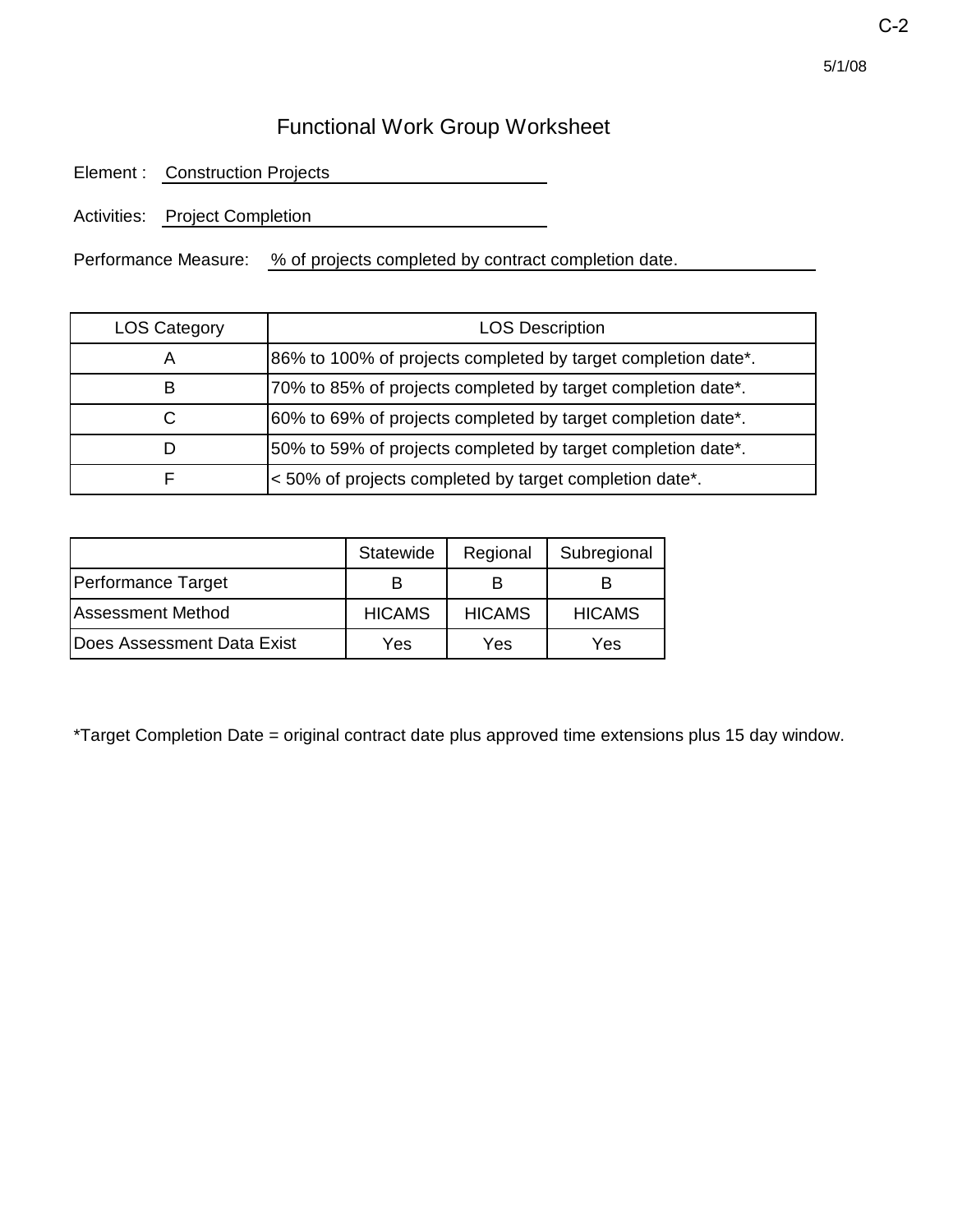# Functional Work Group Worksheet

Element : Construction Projects

Activities: Project Completion

Performance Measure: % of projects completed by contract completion date.

| LOS Category | LOS Description |
|---|---|
| A | 86% to 100% of projects completed by target completion date*. |
| B | 70% to 85% of projects completed by target completion date*. |
| C | 60% to 69% of projects completed by target completion date*. |
| D | 50% to 59% of projects completed by target completion date*. |
| F | < 50% of projects completed by target completion date*. |

| | Statewide | Regional | Subregional |
|---|---|---|---|
| Performance Target | B | B | B |
| Assessment Method | HICAMS | HICAMS | HICAMS |
| Does Assessment Data Exist | Yes | Yes | Yes |

*Target Completion Date = original contract date plus approved time extensions plus 15 day window.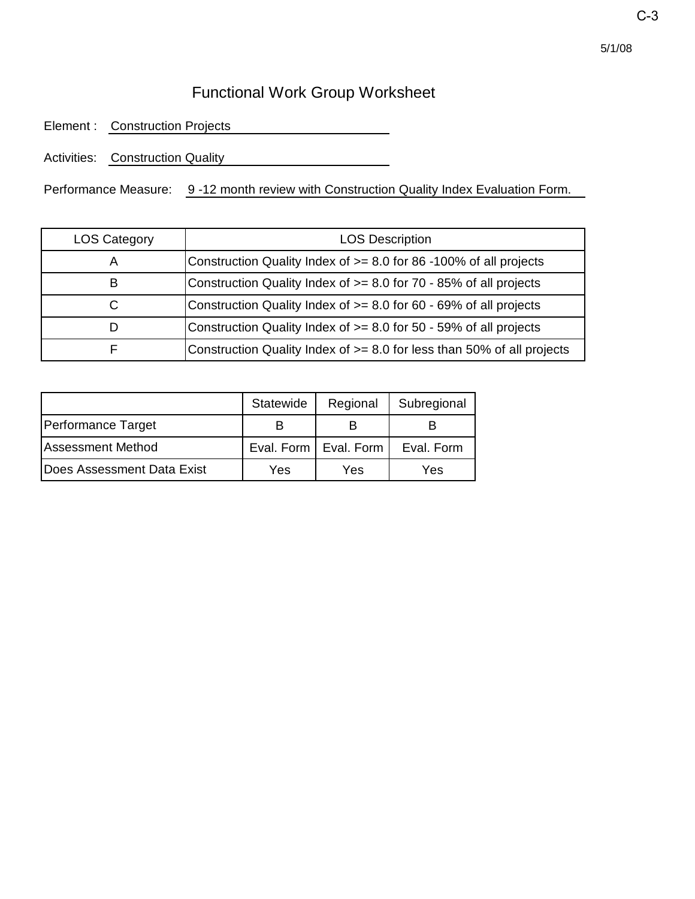# Functional Work Group Worksheet

Element : Construction Projects

Activities: Construction Quality

Performance Measure: 9 -12 month review with Construction Quality Index Evaluation Form.

| LOS Category | LOS Description |
|---|---|
| A | Construction Quality Index of >= 8.0 for 86 -100% of all projects |
| B | Construction Quality Index of >= 8.0 for 70 - 85% of all projects |
| C | Construction Quality Index of >= 8.0 for 60 - 69% of all projects |
| D | Construction Quality Index of >= 8.0 for 50 - 59% of all projects |
| F | Construction Quality Index of >= 8.0 for less than 50% of all projects |

| | Statewide | Regional | Subregional |
|---|---|---|---|
| Performance Target | B | B | B |
| Assessment Method | Eval. Form | Eval. Form | Eval. Form |
| Does Assessment Data Exist | Yes | Yes | Yes |